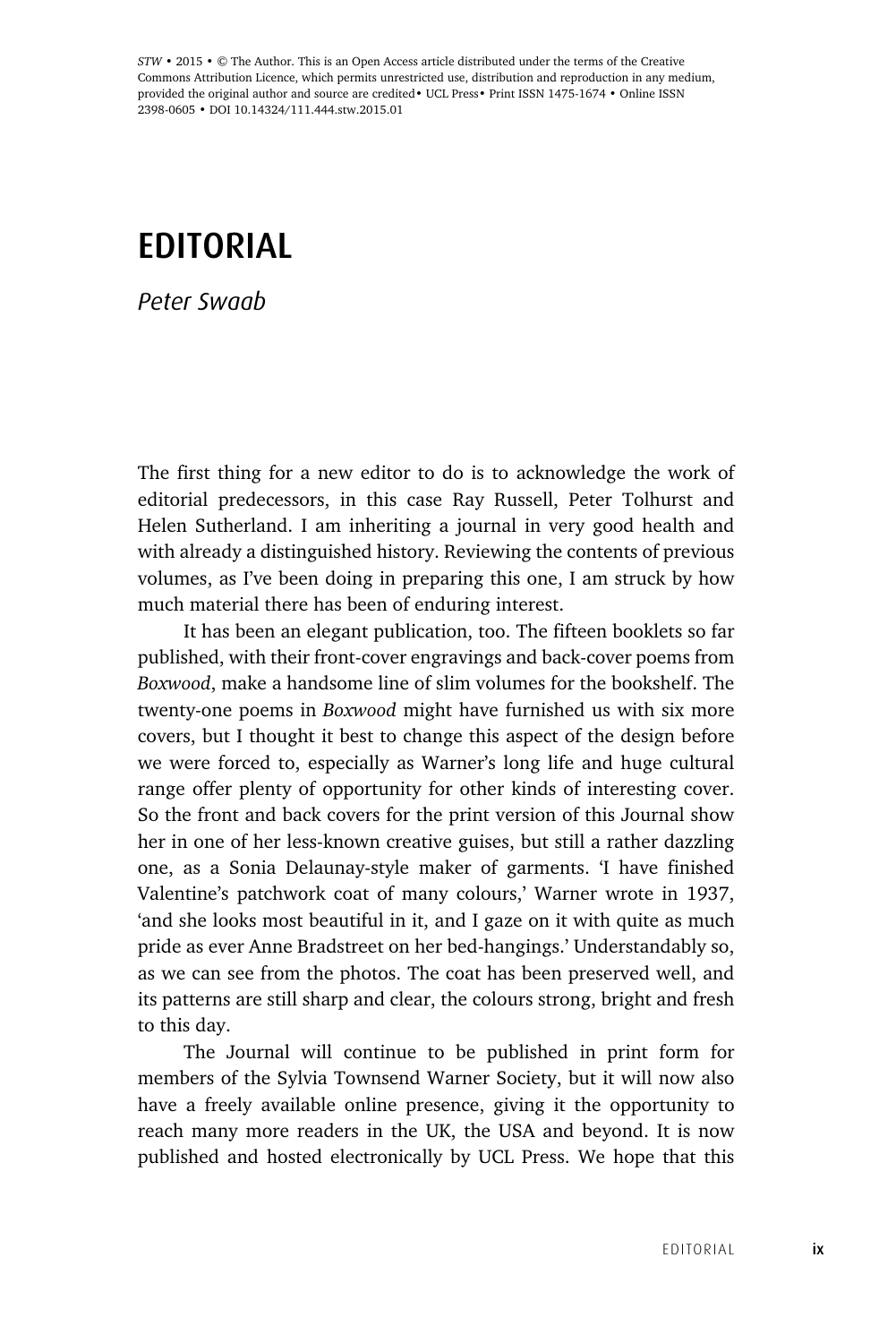*STW* • 2015 • © The Author. This is an Open Access article distributed under the terms of the Creative Commons Attribution Licence, which permits unrestricted use, distribution and reproduction in any medium, provided the original author and source are credited• UCL Press• Print ISSN 1475-1674 • Online ISSN 2398-0605 • DOI 10.14324/111.444.stw.2015.01

# EDITORIAL

*Peter Swaab*

The first thing for a new editor to do is to acknowledge the work of editorial predecessors, in this case Ray Russell, Peter Tolhurst and Helen Sutherland. I am inheriting a journal in very good health and with already a distinguished history. Reviewing the contents of previous volumes, as I've been doing in preparing this one, I am struck by how much material there has been of enduring interest.

It has been an elegant publication, too. The fifteen booklets so far published, with their front-cover engravings and back-cover poems from *Boxwood*, make a handsome line of slim volumes for the bookshelf. The twenty-one poems in *Boxwood* might have furnished us with six more covers, but I thought it best to change this aspect of the design before we were forced to, especially as Warner's long life and huge cultural range offer plenty of opportunity for other kinds of interesting cover. So the front and back covers for the print version of this Journal show her in one of her less-known creative guises, but still a rather dazzling one, as a Sonia Delaunay-style maker of garments. 'I have finished Valentine's patchwork coat of many colours,' Warner wrote in 1937, 'and she looks most beautiful in it, and I gaze on it with quite as much pride as ever Anne Bradstreet on her bed-hangings.' Understandably so, as we can see from the photos. The coat has been preserved well, and its patterns are still sharp and clear, the colours strong, bright and fresh to this day.

The Journal will continue to be published in print form for members of the Sylvia Townsend Warner Society, but it will now also have a freely available online presence, giving it the opportunity to reach many more readers in the UK, the USA and beyond. It is now published and hosted electronically by UCL Press. We hope that this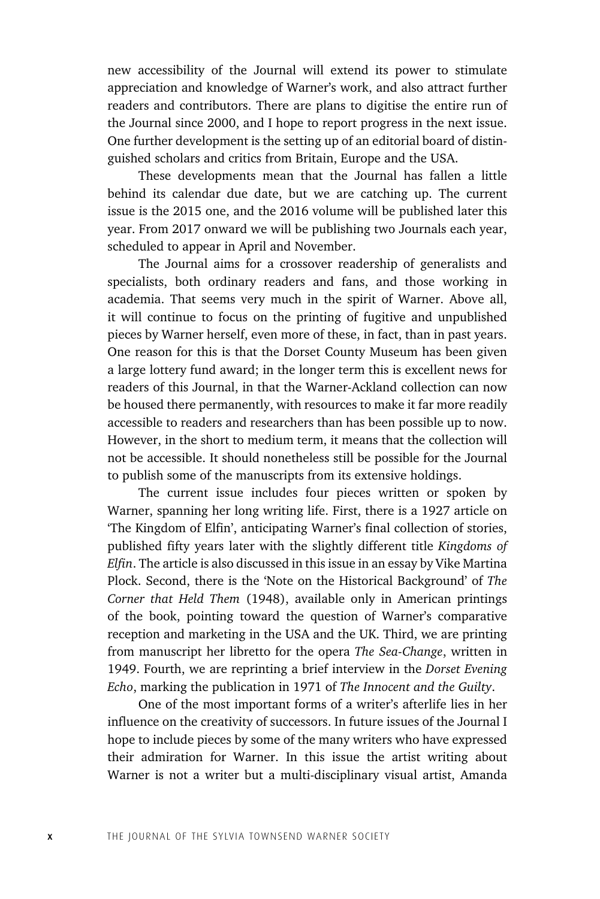new accessibility of the Journal will extend its power to stimulate appreciation and knowledge of Warner's work, and also attract further readers and contributors. There are plans to digitise the entire run of the Journal since 2000, and I hope to report progress in the next issue. One further development is the setting up of an editorial board of distinguished scholars and critics from Britain, Europe and the USA.

These developments mean that the Journal has fallen a little behind its calendar due date, but we are catching up. The current issue is the 2015 one, and the 2016 volume will be published later this year. From 2017 onward we will be publishing two Journals each year, scheduled to appear in April and November.

The Journal aims for a crossover readership of generalists and specialists, both ordinary readers and fans, and those working in academia. That seems very much in the spirit of Warner. Above all, it will continue to focus on the printing of fugitive and unpublished pieces by Warner herself, even more of these, in fact, than in past years. One reason for this is that the Dorset County Museum has been given a large lottery fund award; in the longer term this is excellent news for readers of this Journal, in that the Warner-Ackland collection can now be housed there permanently, with resources to make it far more readily accessible to readers and researchers than has been possible up to now. However, in the short to medium term, it means that the collection will not be accessible. It should nonetheless still be possible for the Journal to publish some of the manuscripts from its extensive holdings.

The current issue includes four pieces written or spoken by Warner, spanning her long writing life. First, there is a 1927 article on 'The Kingdom of Elfin', anticipating Warner's final collection of stories, published fifty years later with the slightly different title *Kingdoms of Elfin*. The article is also discussed in this issue in an essay by Vike Martina Plock. Second, there is the 'Note on the Historical Background' of *The Corner that Held Them* (1948), available only in American printings of the book, pointing toward the question of Warner's comparative reception and marketing in the USA and the UK. Third, we are printing from manuscript her libretto for the opera *The Sea-Change*, written in 1949. Fourth, we are reprinting a brief interview in the *Dorset Evening Echo*, marking the publication in 1971 of *The Innocent and the Guilty*.

One of the most important forms of a writer's afterlife lies in her influence on the creativity of successors. In future issues of the Journal I hope to include pieces by some of the many writers who have expressed their admiration for Warner. In this issue the artist writing about Warner is not a writer but a multi-disciplinary visual artist, Amanda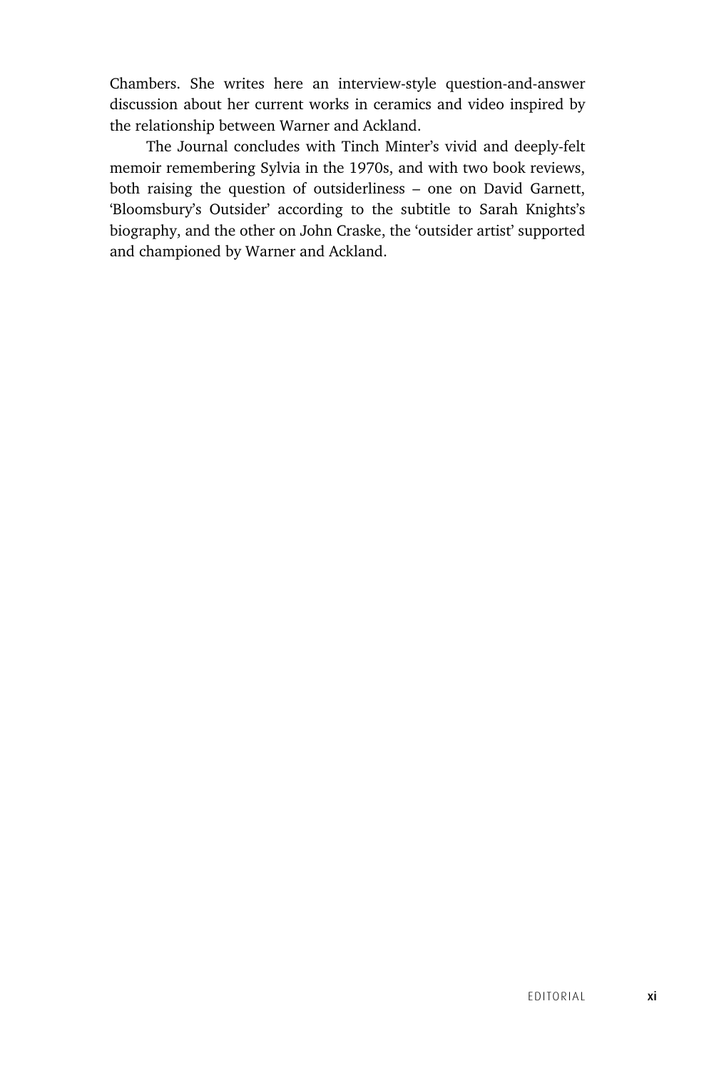Chambers. She writes here an interview-style question-and-answer discussion about her current works in ceramics and video inspired by the relationship between Warner and Ackland.

The Journal concludes with Tinch Minter's vivid and deeply-felt memoir remembering Sylvia in the 1970s, and with two book reviews, both raising the question of outsiderliness – one on David Garnett, 'Bloomsbury's Outsider' according to the subtitle to Sarah Knights's biography, and the other on John Craske, the 'outsider artist' supported and championed by Warner and Ackland.